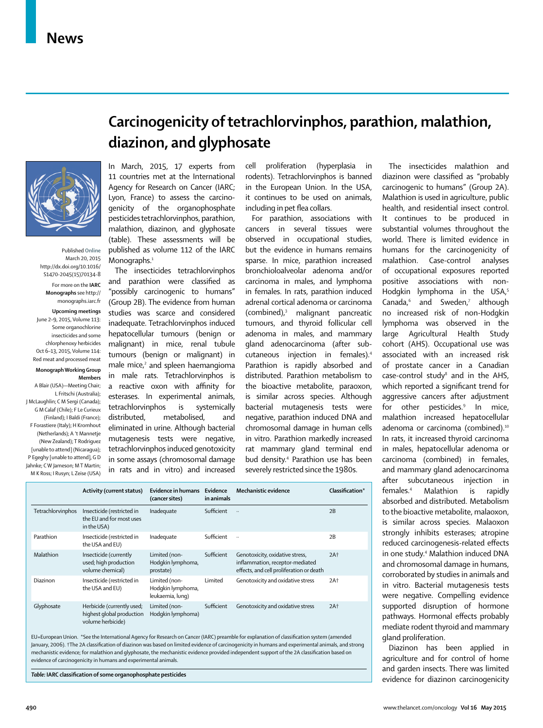# Carcinogenicity of tetrachlorvinphos, parathion, malathion, diazinon, and glyphosate

Published Online March 20, 2015 http://dx.doi.org/10.1016/S1470-2045(15)70134-8

For more on the **IARC Monographs** see http://monographs.iarc.fr

**Upcoming meetings**

June 2–9, 2015, Volume 113: Some organochlorine insecticides and some chlorphenoxy herbicides

Oct 6–13, 2015, Volume 114: Red meat and processed meat

**Monograph Working Group Members**

A Blair (USA)—Meeting Chair; L Fritschi (Australia); J McLaughlin; C M Sergi (Canada); G M Calaf (Chile); F Le Curieux (Finland); I Baldi (France); F Forastiere (Italy); H Kromhout (Netherlands); A 't Mannetje (New Zealand); T Rodriguez [unable to attend] (Nicaragua); P Egeghy [unable to attend], G D Jahnke; C W Jameson; M T Martin; M K Ross; I Rusyn; L Zeise (USA)

In March, 2015, 17 experts from 11 countries met at the International Agency for Research on Cancer (IARC; Lyon, France) to assess the carcinogenicity of the organophosphate pesticides tetrachlorvinphos, parathion, malathion, diazinon, and glyphosate (table). These assessments will be published as volume 112 of the IARC Monographs.[1]

The insecticides tetrachlorvinphos and parathion were classified as "possibly carcinogenic to humans" (Group 2B). The evidence from human studies was scarce and considered inadequate. Tetrachlorvinphos induced hepatocellular tumours (benign or malignant) in mice, renal tubule tumours (benign or malignant) in male mice,[2] and spleen haemangioma in male rats. Tetrachlorvinphos is a reactive oxon with affinity for esterases. In experimental animals, tetrachlorvinphos is systemically distributed, metabolised, and eliminated in urine. Although bacterial mutagenesis tests were negative, tetrachlorvinphos induced genotoxicity in some assays (chromosomal damage in rats and in vitro) and increased cell proliferation (hyperplasia in rodents). Tetrachlorvinphos is banned in the European Union. In the USA, it continues to be used on animals, including in pet flea collars.

For parathion, associations with cancers in several tissues were observed in occupational studies, but the evidence in humans remains sparse. In mice, parathion increased bronchioloalveolar adenoma and/or carcinoma in males, and lymphoma in females. In rats, parathion induced adrenal cortical adenoma or carcinoma (combined),[3] malignant pancreatic tumours, and thyroid follicular cell adenoma in males, and mammary gland adenocarcinoma (after subcutaneous injection in females).[4] Parathion is rapidly absorbed and distributed. Parathion metabolism to the bioactive metabolite, paraoxon, is similar across species. Although bacterial mutagenesis tests were negative, parathion induced DNA and chromosomal damage in human cells in vitro. Parathion markedly increased rat mammary gland terminal end bud density.[4] Parathion use has been severely restricted since the 1980s.

The insecticides malathion and diazinon were classified as "probably carcinogenic to humans" (Group 2A). Malathion is used in agriculture, public health, and residential insect control. It continues to be produced in substantial volumes throughout the world. There is limited evidence in humans for the carcinogenicity of malathion. Case-control analyses of occupational exposures reported positive associations with non-Hodgkin lymphoma in the USA,[5] Canada,[6] and Sweden,[7] although no increased risk of non-Hodgkin lymphoma was observed in the large Agricultural Health Study cohort (AHS). Occupational use was associated with an increased risk of prostate cancer in a Canadian case-control study[8] and in the AHS, which reported a significant trend for aggressive cancers after adjustment for other pesticides.[9] In mice, malathion increased hepatocellular adenoma or carcinoma (combined).[10] In rats, it increased thyroid carcinoma in males, hepatocellular adenoma or carcinoma (combined) in females, and mammary gland adenocarcinoma after subcutaneous injection in females.[4] Malathion is rapidly absorbed and distributed. Metabolism to the bioactive metabolite, malaoxon, is similar across species. Malaoxon strongly inhibits esterases; atropine reduced carcinogenesis-related effects in one study.[4] Malathion induced DNA and chromosomal damage in humans, corroborated by studies in animals and in vitro. Bacterial mutagenesis tests were negative. Compelling evidence supported disruption of hormone pathways. Hormonal effects probably mediate rodent thyroid and mammary gland proliferation.

Diazinon has been applied in agriculture and for control of home and garden insects. There was limited evidence for diazinon carcinogenicity

| | Activity (current status) | Evidence in humans (cancer sites) | Evidence in animals | Mechanistic evidence | Classification* |
|---|---|---|---|---|---|
| Tetrachlorvinphos | Insecticide (restricted in the EU and for most uses in the USA) | Inadequate | Sufficient | .. | 2B |
| Parathion | Insecticide (restricted in the USA and EU) | Inadequate | Sufficient | .. | 2B |
| Malathion | Insecticide (currently used; high production volume chemical) | Limited (non-Hodgkin lymphoma, prostate) | Sufficient | Genotoxicity, oxidative stress, inflammation, receptor-mediated effects, and cell proliferation or death | 2A† |
| Diazinon | Insecticide (restricted in the USA and EU) | Limited (non-Hodgkin lymphoma, leukaemia, lung) | Limited | Genotoxicity and oxidative stress | 2A† |
| Glyphosate | Herbicide (currently used; highest global production volume herbicide) | Limited (non-Hodgkin lymphoma) | Sufficient | Genotoxicity and oxidative stress | 2A† |

EU=European Union. *See the International Agency for Research on Cancer (IARC) preamble for explanation of classification system (amended January, 2006). †The 2A classification of diazinon was based on limited evidence of carcinogenicity in humans and experimental animals, and strong mechanistic evidence; for malathion and glyphosate, the mechanistic evidence provided independent support of the 2A classification based on evidence of carcinogenicity in humans and experimental animals.

*Table:* **IARC classification of some organophosphate pesticides**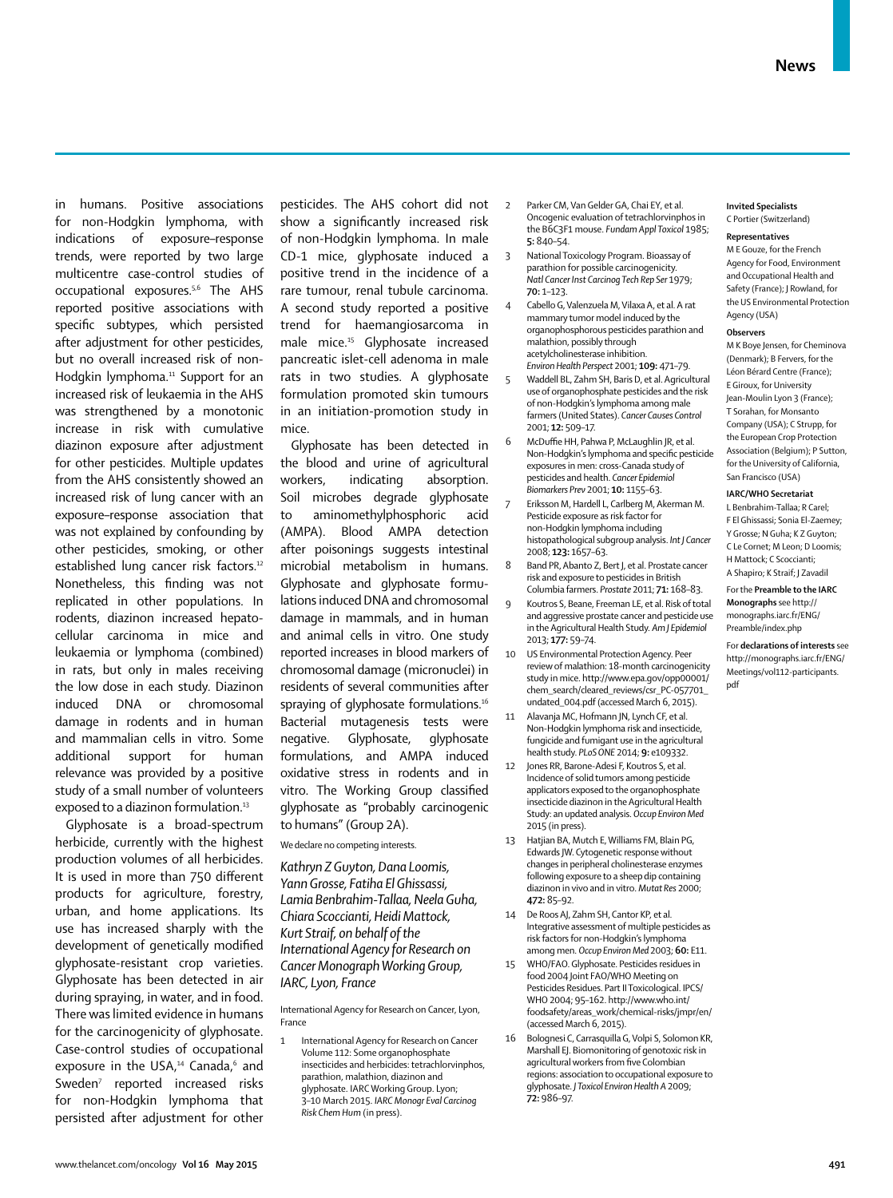in humans. Positive associations for non-Hodgkin lymphoma, with indications of exposure–response trends, were reported by two large multicentre case-control studies of occupational exposures.[5,6] The AHS reported positive associations with specific subtypes, which persisted after adjustment for other pesticides, but no overall increased risk of non-Hodgkin lymphoma.[11] Support for an increased risk of leukaemia in the AHS was strengthened by a monotonic increase in risk with cumulative diazinon exposure after adjustment for other pesticides. Multiple updates from the AHS consistently showed an increased risk of lung cancer with an exposure–response association that was not explained by confounding by other pesticides, smoking, or other established lung cancer risk factors.[12] Nonetheless, this finding was not replicated in other populations. In rodents, diazinon increased hepatocellular carcinoma in mice and leukaemia or lymphoma (combined) in rats, but only in males receiving the low dose in each study. Diazinon induced DNA or chromosomal damage in rodents and in human and mammalian cells in vitro. Some additional support for human relevance was provided by a positive study of a small number of volunteers exposed to a diazinon formulation.[13]

Glyphosate is a broad-spectrum herbicide, currently with the highest production volumes of all herbicides. It is used in more than 750 different products for agriculture, forestry, urban, and home applications. Its use has increased sharply with the development of genetically modified glyphosate-resistant crop varieties. Glyphosate has been detected in air during spraying, in water, and in food. There was limited evidence in humans for the carcinogenicity of glyphosate. Case-control studies of occupational exposure in the USA,[14] Canada,[6] and Sweden[7] reported increased risks for non-Hodgkin lymphoma that persisted after adjustment for other pesticides. The AHS cohort did not show a significantly increased risk of non-Hodgkin lymphoma. In male CD-1 mice, glyphosate induced a positive trend in the incidence of a rare tumour, renal tubule carcinoma. A second study reported a positive trend for haemangiosarcoma in male mice.[15] Glyphosate increased pancreatic islet-cell adenoma in male rats in two studies. A glyphosate formulation promoted skin tumours in an initiation-promotion study in mice.

Glyphosate has been detected in the blood and urine of agricultural workers, indicating absorption. Soil microbes degrade glyphosate to aminomethylphosphoric acid (AMPA). Blood AMPA detection after poisonings suggests intestinal microbial metabolism in humans. Glyphosate and glyphosate formulations induced DNA and chromosomal damage in mammals, and in human and animal cells in vitro. One study reported increases in blood markers of chromosomal damage (micronuclei) in residents of several communities after spraying of glyphosate formulations.[16] Bacterial mutagenesis tests were negative. Glyphosate, glyphosate formulations, and AMPA induced oxidative stress in rodents and in vitro. The Working Group classified glyphosate as "probably carcinogenic to humans" (Group 2A).

We declare no competing interests.

*Kathryn Z Guyton, Dana Loomis, Yann Grosse, Fatiha El Ghissassi, Lamia Benbrahim-Tallaa, Neela Guha, Chiara Scoccianti, Heidi Mattock, Kurt Straif, on behalf of the International Agency for Research on Cancer Monograph Working Group, IARC, Lyon, France*

International Agency for Research on Cancer, Lyon, France

1. International Agency for Research on Cancer Volume 112: Some organophosphate insecticides and herbicides: tetrachlorvinphos, parathion, malathion, diazinon and glyphosate. IARC Working Group. Lyon; 3–10 March 2015. *IARC Monogr Eval Carcinog Risk Chem Hum* (in press).
2. Parker CM, Van Gelder GA, Chai EY, et al. Oncogenic evaluation of tetrachlorvinphos in the B6C3F1 mouse. *Fundam Appl Toxicol* 1985; **5:** 840–54.
3. National Toxicology Program. Bioassay of parathion for possible carcinogenicity. *Natl Cancer Inst Carcinog Tech Rep Ser* 1979; **70:** 1–123.
4. Cabello G, Valenzuela M, Vilaxa A, et al. A rat mammary tumor model induced by the organophosphorous pesticides parathion and malathion, possibly through acetylcholinesterase inhibition. *Environ Health Perspect* 2001; **109:** 471–79.
5. Waddell BL, Zahm SH, Baris D, et al. Agricultural use of organophosphate pesticides and the risk of non-Hodgkin's lymphoma among male farmers (United States). *Cancer Causes Control* 2001; **12:** 509–17.
6. McDuffie HH, Pahwa P, McLaughlin JR, et al. Non-Hodgkin's lymphoma and specific pesticide exposures in men: cross-Canada study of pesticides and health. *Cancer Epidemiol Biomarkers Prev* 2001; **10:** 1155–63.
7. Eriksson M, Hardell L, Carlberg M, Akerman M. Pesticide exposure as risk factor for non-Hodgkin lymphoma including histopathological subgroup analysis. *Int J Cancer* 2008; **123:** 1657–63.
8. Band PR, Abanto Z, Bert J, et al. Prostate cancer risk and exposure to pesticides in British Columbia farmers. *Prostate* 2011; **71:** 168–83.
9. Koutros S, Beane, Freeman LE, et al. Risk of total and aggressive prostate cancer and pesticide use in the Agricultural Health Study. *Am J Epidemiol* 2013; **177:** 59–74.
10. US Environmental Protection Agency. Peer review of malathion: 18-month carcinogenicity study in mice. http://www.epa.gov/opp00001/chem_search/cleared_reviews/csr_PC-057701_undated_004.pdf (accessed March 6, 2015).
11. Alavanja MC, Hofmann JN, Lynch CF, et al. Non-Hodgkin lymphoma risk and insecticide, fungicide and fumigant use in the agricultural health study. *PLoS ONE* 2014; **9:** e109332.
12. Jones RR, Barone-Adesi F, Koutros S, et al. Incidence of solid tumors among pesticide applicators exposed to the organophosphate insecticide diazinon in the Agricultural Health Study: an updated analysis. *Occup Environ Med* 2015 (in press).
13. Hatjian BA, Mutch E, Williams FM, Blain PG, Edwards JW. Cytogenetic response without changes in peripheral cholinesterase enzymes following exposure to a sheep dip containing diazinon in vivo and in vitro. *Mutat Res* 2000; **472:** 85–92.
14. De Roos AJ, Zahm SH, Cantor KP, et al. Integrative assessment of multiple pesticides as risk factors for non-Hodgkin's lymphoma among men. *Occup Environ Med* 2003; **60:** E11.
15. WHO/FAO. Glyphosate. Pesticides residues in food 2004 Joint FAO/WHO Meeting on Pesticides Residues. Part II Toxicological. IPCS/WHO 2004; 95–162. http://www.who.int/foodsafety/areas_work/chemical-risks/jmpr/en/ (accessed March 6, 2015).
16. Bolognesi C, Carrasquilla G, Volpi S, Solomon KR, Marshall EJ. Biomonitoring of genotoxic risk in agricultural workers from five Colombian regions: association to occupational exposure to glyphosate. *J Toxicol Environ Health A* 2009; **72:** 986–97.

**Invited Specialists**
C Portier (Switzerland)

**Representatives**
M E Gouze, for the French Agency for Food, Environment and Occupational Health and Safety (France); J Rowland, for the US Environmental Protection Agency (USA)

**Observers**
M K Boye Jensen, for Cheminova (Denmark); B Fervers, for the Léon Bérard Centre (France); E Giroux, for University Jean-Moulin Lyon 3 (France); T Sorahan, for Monsanto Company (USA); C Strupp, for the European Crop Protection Association (Belgium); P Sutton, for the University of California, San Francisco (USA)

**IARC/WHO Secretariat**
L Benbrahim-Tallaa; R Carel; F El Ghissassi; Sonia El-Zaemey; Y Grosse; N Guha; K Z Guyton; C Le Cornet; M Leon; D Loomis; H Mattock; C Scoccianti; A Shapiro; K Straif; J Zavadil

For the **Preamble to the IARC Monographs** see http://monographs.iarc.fr/ENG/Preamble/index.php

For **declarations of interests** see http://monographs.iarc.fr/ENG/Meetings/vol112-participants.pdf